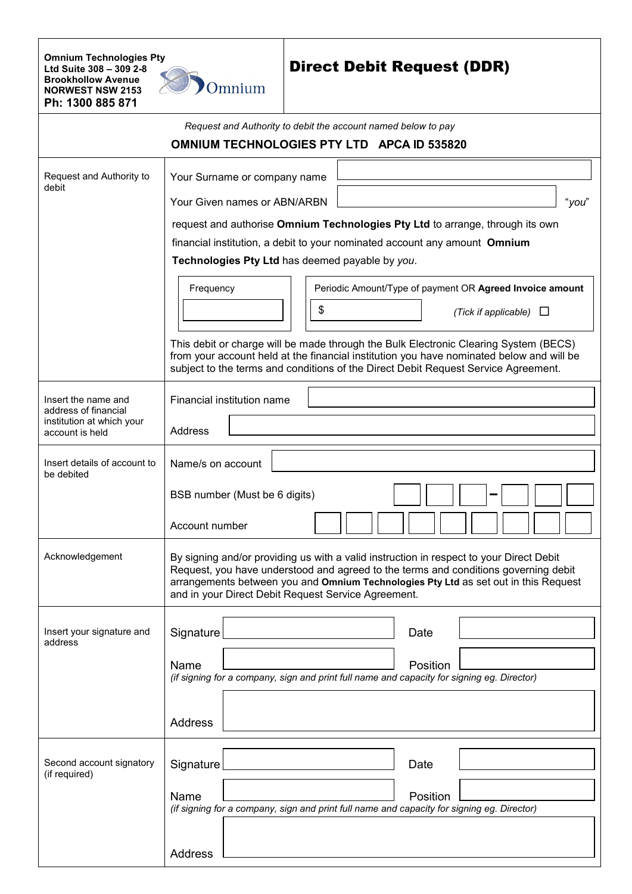**Omnium Technologies Pty Ltd Suite 308 – 309 2-8 Brookhollow Avenue NORWEST NSW 2153**
**Ph: 1300 885 871**

# Direct Debit Request (DDR)

*Request and Authority to debit the account named below to pay*

**OMNIUM TECHNOLOGIES PTY LTD APCA ID 535820**

| | |
|---|---|
| Request and Authority to debit | Your Surname or company name ______________________<br>Your Given names or ABN/ARBN ______________________ *"you"*<br>request and authorise **Omnium Technologies Pty Ltd** to arrange, through its own financial institution, a debit to your nominated account any amount **Omnium Technologies Pty Ltd** has deemed payable by *you*.<br><br>Frequency ______<br>Periodic Amount/Type of payment OR **Agreed Invoice amount** $ ______ *(Tick if applicable)* ☐<br><br>This debit or charge will be made through the Bulk Electronic Clearing System (BECS) from your account held at the financial institution you have nominated below and will be subject to the terms and conditions of the Direct Debit Request Service Agreement. |
| Insert the name and address of financial institution at which your account is held | Financial institution name ______________________<br>Address ______________________ |
| Insert details of account to be debited | Name/s on account ______________________<br>BSB number (Must be 6 digits) ☐☐☐ – ☐☐☐<br>Account number ☐☐☐☐☐☐☐☐☐ |
| Acknowledgement | By signing and/or providing us with a valid instruction in respect to your Direct Debit Request, you have understood and agreed to the terms and conditions governing debit arrangements between you and **Omnium Technologies Pty Ltd** as set out in this Request and in your Direct Debit Request Service Agreement. |
| Insert your signature and address | Signature ______________ Date ______________<br>Name ______________ Position ______________<br>*(if signing for a company, sign and print full name and capacity for signing eg. Director)*<br>Address ______________________ |
| Second account signatory (if required) | Signature ______________ Date ______________<br>Name ______________ Position ______________<br>*(if signing for a company, sign and print full name and capacity for signing eg. Director)*<br>Address ______________________ |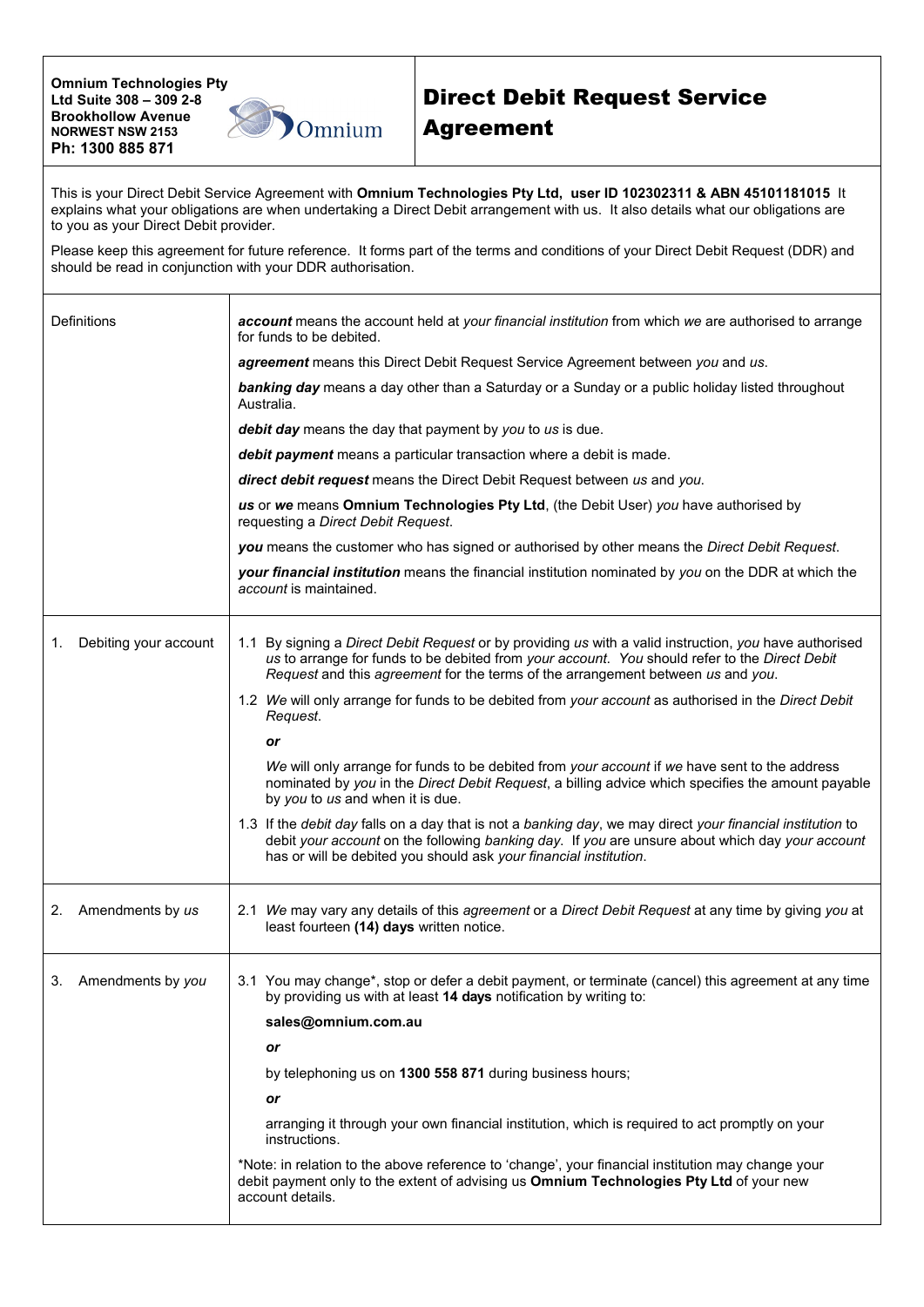**Omnium Technologies Pty Ltd Suite 308 – 309 2-8 Brookhollow Avenue**
**NORWEST NSW 2153**
**Ph: 1300 885 871**

# Direct Debit Request Service Agreement

This is your Direct Debit Service Agreement with **Omnium Technologies Pty Ltd, user ID 102302311 & ABN 45101181015** It explains what your obligations are when undertaking a Direct Debit arrangement with us. It also details what our obligations are to you as your Direct Debit provider.

Please keep this agreement for future reference. It forms part of the terms and conditions of your Direct Debit Request (DDR) and should be read in conjunction with your DDR authorisation.

## Definitions

***account*** means the account held at *your financial institution* from which *we* are authorised to arrange for funds to be debited.

***agreement*** means this Direct Debit Request Service Agreement between *you* and *us*.

***banking day*** means a day other than a Saturday or a Sunday or a public holiday listed throughout Australia.

***debit day*** means the day that payment by *you* to *us* is due.

***debit payment*** means a particular transaction where a debit is made.

***direct debit request*** means the Direct Debit Request between *us* and *you*.

***us*** or ***we*** means **Omnium Technologies Pty Ltd**, (the Debit User) *you* have authorised by requesting a *Direct Debit Request*.

***you*** means the customer who has signed or authorised by other means the *Direct Debit Request*.

***your financial institution*** means the financial institution nominated by *you* on the DDR at which the *account* is maintained.

## 1. Debiting your account

1.1 By signing a *Direct Debit Request* or by providing *us* with a valid instruction, *you* have authorised *us* to arrange for funds to be debited from *your account*. *You* should refer to the *Direct Debit Request* and this *agreement* for the terms of the arrangement between *us* and *you*.

1.2 *We* will only arrange for funds to be debited from *your account* as authorised in the *Direct Debit Request*.

***or***

*We* will only arrange for funds to be debited from *your account* if *we* have sent to the address nominated by *you* in the *Direct Debit Request*, a billing advice which specifies the amount payable by *you* to *us* and when it is due.

1.3 If the *debit day* falls on a day that is not a *banking day*, we may direct *your financial institution* to debit *your account* on the following *banking day*. If *you* are unsure about which day *your account* has or will be debited you should ask *your financial institution*.

## 2. Amendments by *us*

2.1 *We* may vary any details of this *agreement* or a *Direct Debit Request* at any time by giving *you* at least fourteen **(14) days** written notice.

## 3. Amendments by *you*

3.1 You may change*, stop or defer a debit payment, or terminate (cancel) this agreement at any time by providing us with at least **14 days** notification by writing to:

**sales@omnium.com.au**

***or***

by telephoning us on **1300 558 871** during business hours;

***or***

arranging it through your own financial institution, which is required to act promptly on your instructions.

*Note: in relation to the above reference to 'change', your financial institution may change your debit payment only to the extent of advising us **Omnium Technologies Pty Ltd** of your new account details.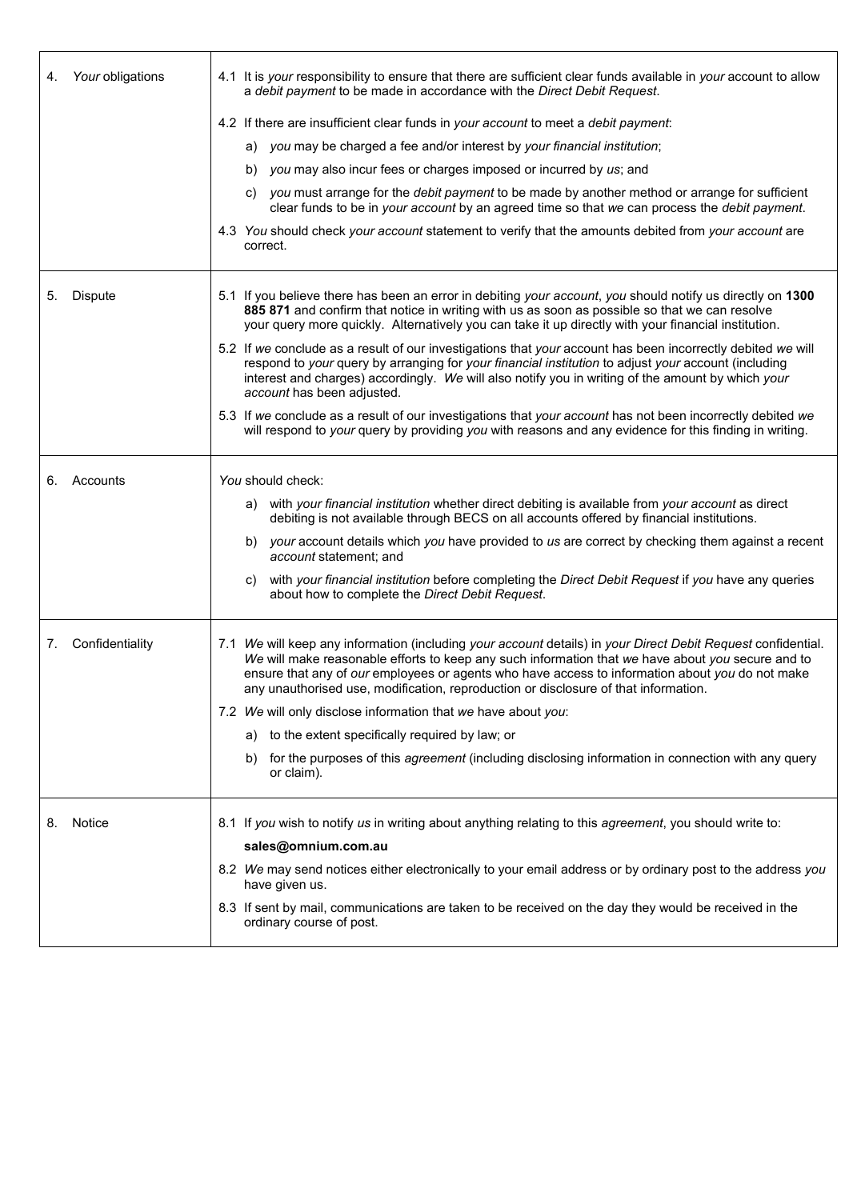| | |
|---|---|
| 4. *Your* obligations | 4.1 It is *your* responsibility to ensure that there are sufficient clear funds available in *your* account to allow a *debit payment* to be made in accordance with the *Direct Debit Request*.<br><br>4.2 If there are insufficient clear funds in *your account* to meet a *debit payment*:<br>a) *you* may be charged a fee and/or interest by *your financial institution*;<br>b) *you* may also incur fees or charges imposed or incurred by *us*; and<br>c) *you* must arrange for the *debit payment* to be made by another method or arrange for sufficient clear funds to be in *your account* by an agreed time so that *we* can process the *debit payment*.<br><br>4.3 *You* should check *your account* statement to verify that the amounts debited from *your account* are correct. |
| 5. Dispute | 5.1 If you believe there has been an error in debiting *your account*, *you* should notify us directly on **1300 885 871** and confirm that notice in writing with us as soon as possible so that we can resolve your query more quickly. Alternatively you can take it up directly with your financial institution.<br><br>5.2 If *we* conclude as a result of our investigations that *your* account has been incorrectly debited *we* will respond to *your* query by arranging for *your financial institution* to adjust *your* account (including interest and charges) accordingly. *We* will also notify you in writing of the amount by which *your account* has been adjusted.<br><br>5.3 If *we* conclude as a result of our investigations that *your account* has not been incorrectly debited *we* will respond to *your* query by providing *you* with reasons and any evidence for this finding in writing. |
| 6. Accounts | *You* should check:<br>a) with *your financial institution* whether direct debiting is available from *your account* as direct debiting is not available through BECS on all accounts offered by financial institutions.<br>b) *your* account details which *you* have provided to *us* are correct by checking them against a recent *account* statement; and<br>c) with *your financial institution* before completing the *Direct Debit Request* if *you* have any queries about how to complete the *Direct Debit Request*. |
| 7. Confidentiality | 7.1 *We* will keep any information (including *your account* details) in *your Direct Debit Request* confidential. *We* will make reasonable efforts to keep any such information that *we* have about *you* secure and to ensure that any of *our* employees or agents who have access to information about *you* do not make any unauthorised use, modification, reproduction or disclosure of that information.<br><br>7.2 *We* will only disclose information that *we* have about *you*:<br>a) to the extent specifically required by law; or<br>b) for the purposes of this *agreement* (including disclosing information in connection with any query or claim). |
| 8. Notice | 8.1 If *you* wish to notify *us* in writing about anything relating to this *agreement*, you should write to:<br>**sales@omnium.com.au**<br><br>8.2 *We* may send notices either electronically to your email address or by ordinary post to the address *you* have given us.<br><br>8.3 If sent by mail, communications are taken to be received on the day they would be received in the ordinary course of post. |